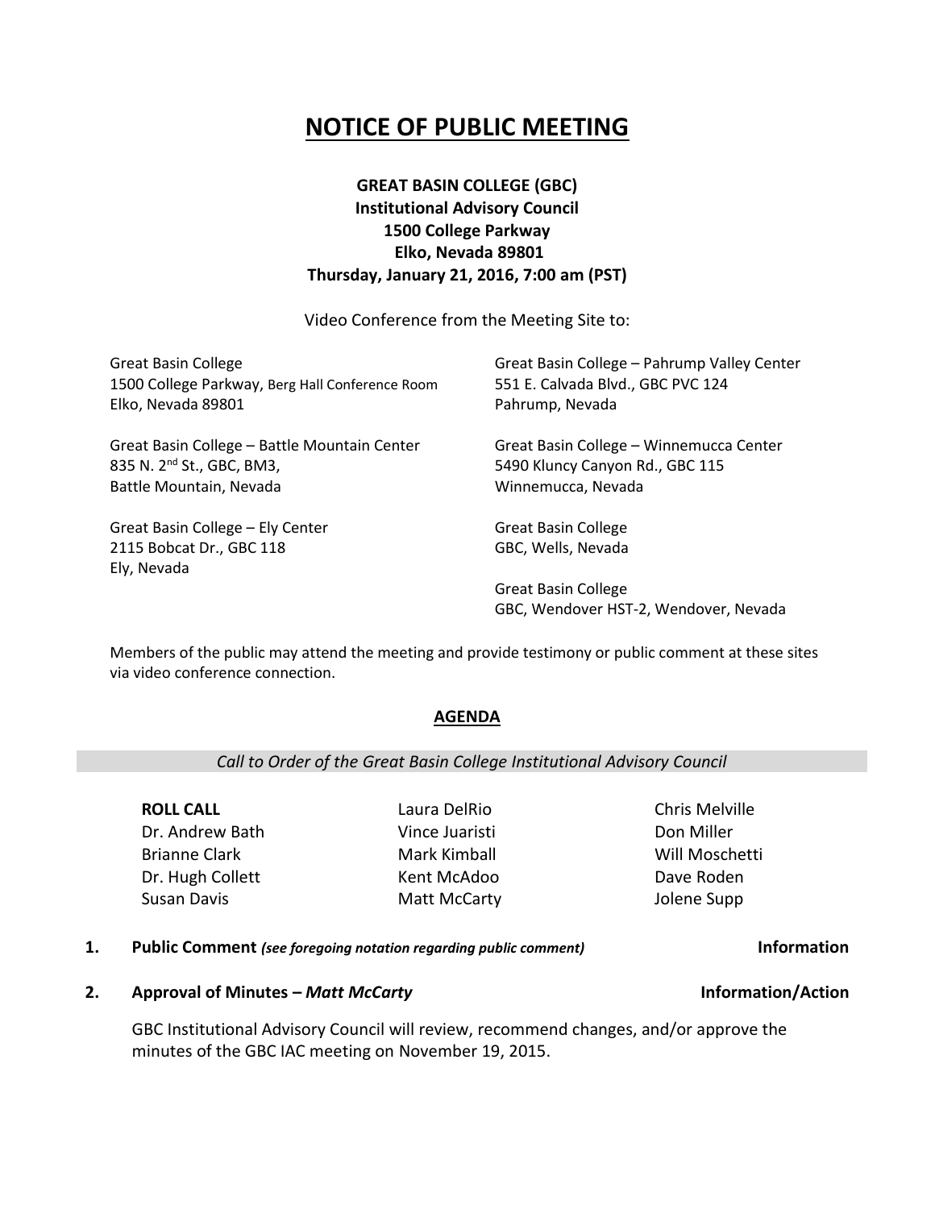# NOTICE OF PUBLIC MEETING

**GREAT BASIN COLLEGE (GBC)**
**Institutional Advisory Council**
**1500 College Parkway**
**Elko, Nevada 89801**
**Thursday, January 21, 2016, 7:00 am (PST)**

Video Conference from the Meeting Site to:

Great Basin College
1500 College Parkway, Berg Hall Conference Room
Elko, Nevada 89801

Great Basin College – Battle Mountain Center
835 N. 2nd St., GBC, BM3,
Battle Mountain, Nevada

Great Basin College – Ely Center
2115 Bobcat Dr., GBC 118
Ely, Nevada

Great Basin College – Pahrump Valley Center
551 E. Calvada Blvd., GBC PVC 124
Pahrump, Nevada

Great Basin College – Winnemucca Center
5490 Kluncy Canyon Rd., GBC 115
Winnemucca, Nevada

Great Basin College
GBC, Wells, Nevada

Great Basin College
GBC, Wendover HST-2, Wendover, Nevada

Members of the public may attend the meeting and provide testimony or public comment at these sites via video conference connection.

## AGENDA

*Call to Order of the Great Basin College Institutional Advisory Council*

**ROLL CALL**
Dr. Andrew Bath
Brianne Clark
Dr. Hugh Collett
Susan Davis
Laura DelRio
Vince Juaristi
Mark Kimball
Kent McAdoo
Matt McCarty
Chris Melville
Don Miller
Will Moschetti
Dave Roden
Jolene Supp

1. **Public Comment** ***(see foregoing notation regarding public comment)*** **Information**

2. **Approval of Minutes –** ***Matt McCarty*** **Information/Action**

   GBC Institutional Advisory Council will review, recommend changes, and/or approve the minutes of the GBC IAC meeting on November 19, 2015.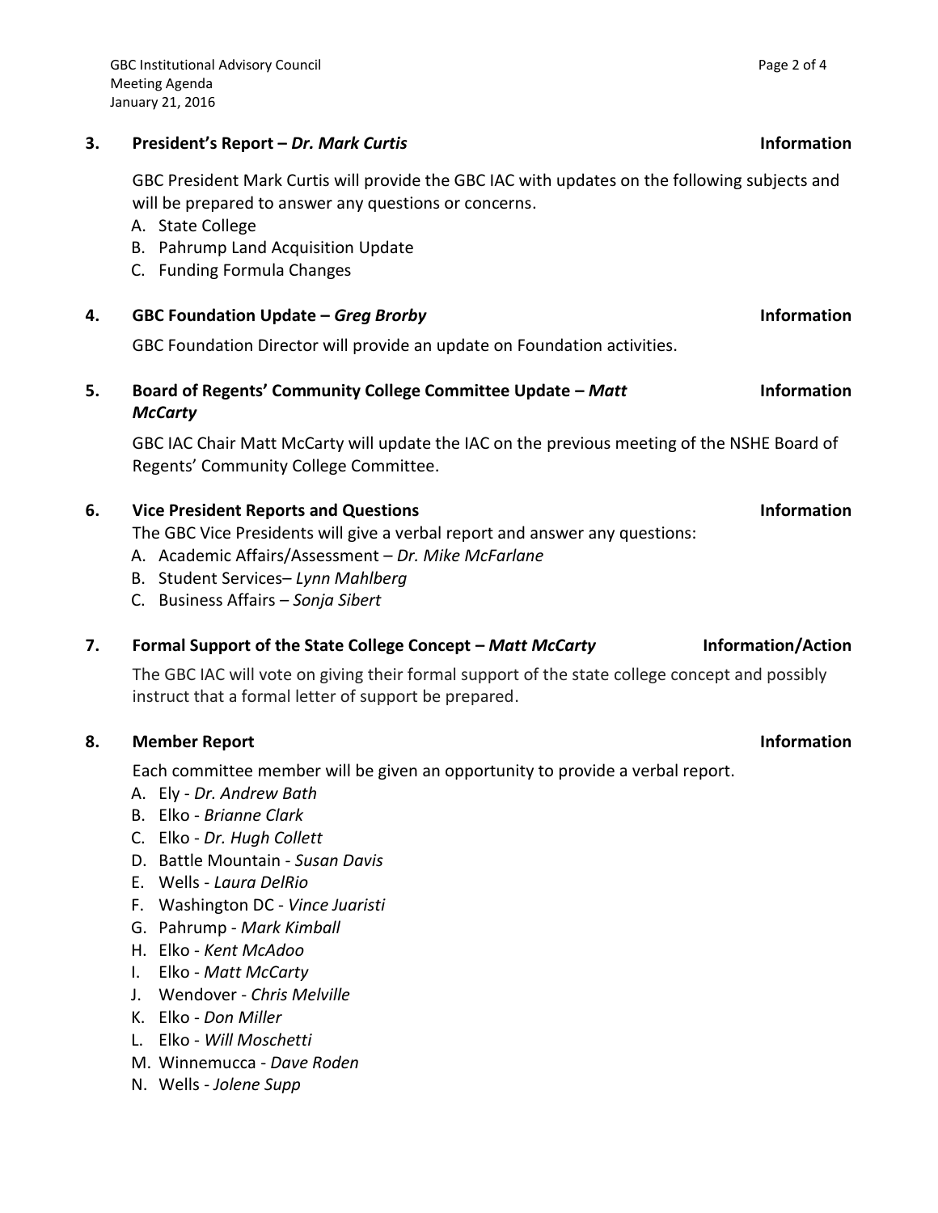### 3. President's Report – *Dr. Mark Curtis* — Information

GBC President Mark Curtis will provide the GBC IAC with updates on the following subjects and will be prepared to answer any questions or concerns.

A. State College
B. Pahrump Land Acquisition Update
C. Funding Formula Changes

### 4. GBC Foundation Update – *Greg Brorby* — Information

GBC Foundation Director will provide an update on Foundation activities.

### 5. Board of Regents' Community College Committee Update – *Matt McCarty* — Information

GBC IAC Chair Matt McCarty will update the IAC on the previous meeting of the NSHE Board of Regents' Community College Committee.

### 6. Vice President Reports and Questions — Information

The GBC Vice Presidents will give a verbal report and answer any questions:

A. Academic Affairs/Assessment – *Dr. Mike McFarlane*
B. Student Services– *Lynn Mahlberg*
C. Business Affairs – *Sonja Sibert*

### 7. Formal Support of the State College Concept – *Matt McCarty* — Information/Action

The GBC IAC will vote on giving their formal support of the state college concept and possibly instruct that a formal letter of support be prepared.

### 8. Member Report — Information

Each committee member will be given an opportunity to provide a verbal report.

A. Ely - *Dr. Andrew Bath*
B. Elko - *Brianne Clark*
C. Elko - *Dr. Hugh Collett*
D. Battle Mountain - *Susan Davis*
E. Wells - *Laura DelRio*
F. Washington DC - *Vince Juaristi*
G. Pahrump - *Mark Kimball*
H. Elko - *Kent McAdoo*
I. Elko - *Matt McCarty*
J. Wendover - *Chris Melville*
K. Elko - *Don Miller*
L. Elko - *Will Moschetti*
M. Winnemucca - *Dave Roden*
N. Wells - *Jolene Supp*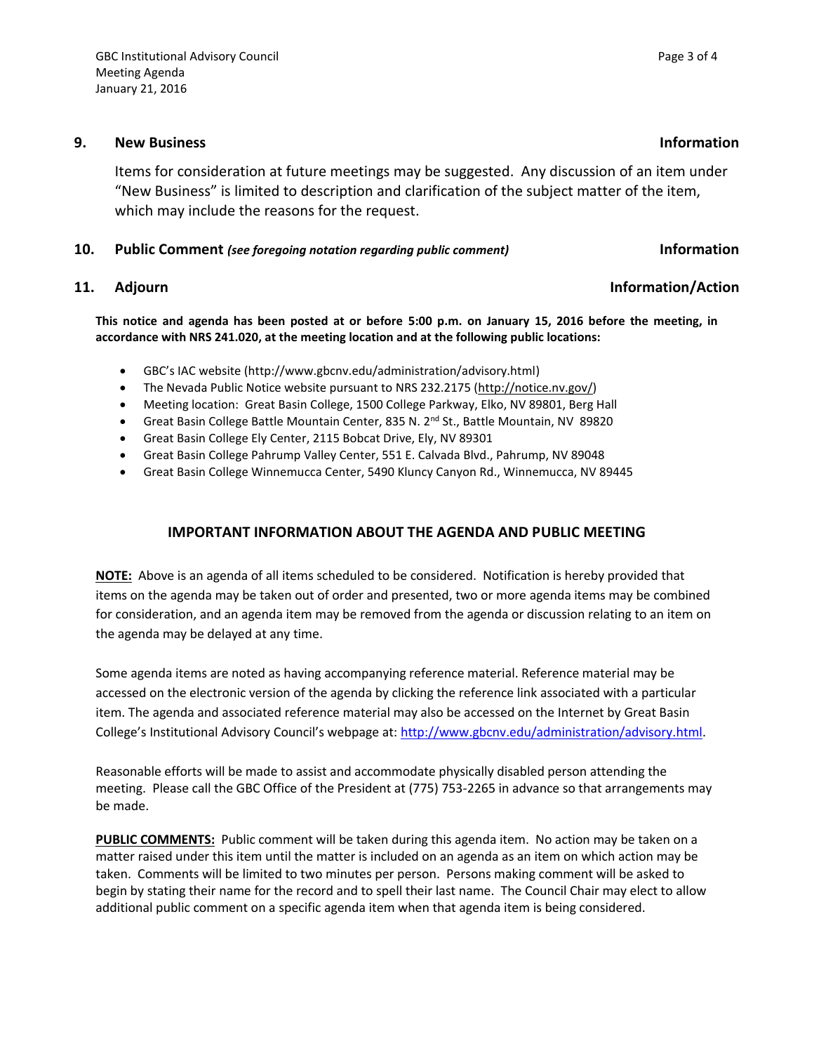**9. New Business** **Information**

Items for consideration at future meetings may be suggested. Any discussion of an item under "New Business" is limited to description and clarification of the subject matter of the item, which may include the reasons for the request.

**10. Public Comment** ***(see foregoing notation regarding public comment)*** **Information**

**11. Adjourn** **Information/Action**

**This notice and agenda has been posted at or before 5:00 p.m. on January 15, 2016 before the meeting, in accordance with NRS 241.020, at the meeting location and at the following public locations:**

- GBC's IAC website (http://www.gbcnv.edu/administration/advisory.html)
- The Nevada Public Notice website pursuant to NRS 232.2175 (http://notice.nv.gov/)
- Meeting location: Great Basin College, 1500 College Parkway, Elko, NV 89801, Berg Hall
- Great Basin College Battle Mountain Center, 835 N. 2nd St., Battle Mountain, NV 89820
- Great Basin College Ely Center, 2115 Bobcat Drive, Ely, NV 89301
- Great Basin College Pahrump Valley Center, 551 E. Calvada Blvd., Pahrump, NV 89048
- Great Basin College Winnemucca Center, 5490 Kluncy Canyon Rd., Winnemucca, NV 89445

## IMPORTANT INFORMATION ABOUT THE AGENDA AND PUBLIC MEETING

**NOTE:** Above is an agenda of all items scheduled to be considered. Notification is hereby provided that items on the agenda may be taken out of order and presented, two or more agenda items may be combined for consideration, and an agenda item may be removed from the agenda or discussion relating to an item on the agenda may be delayed at any time.

Some agenda items are noted as having accompanying reference material. Reference material may be accessed on the electronic version of the agenda by clicking the reference link associated with a particular item. The agenda and associated reference material may also be accessed on the Internet by Great Basin College's Institutional Advisory Council's webpage at: http://www.gbcnv.edu/administration/advisory.html.

Reasonable efforts will be made to assist and accommodate physically disabled person attending the meeting. Please call the GBC Office of the President at (775) 753-2265 in advance so that arrangements may be made.

**PUBLIC COMMENTS:** Public comment will be taken during this agenda item. No action may be taken on a matter raised under this item until the matter is included on an agenda as an item on which action may be taken. Comments will be limited to two minutes per person. Persons making comment will be asked to begin by stating their name for the record and to spell their last name. The Council Chair may elect to allow additional public comment on a specific agenda item when that agenda item is being considered.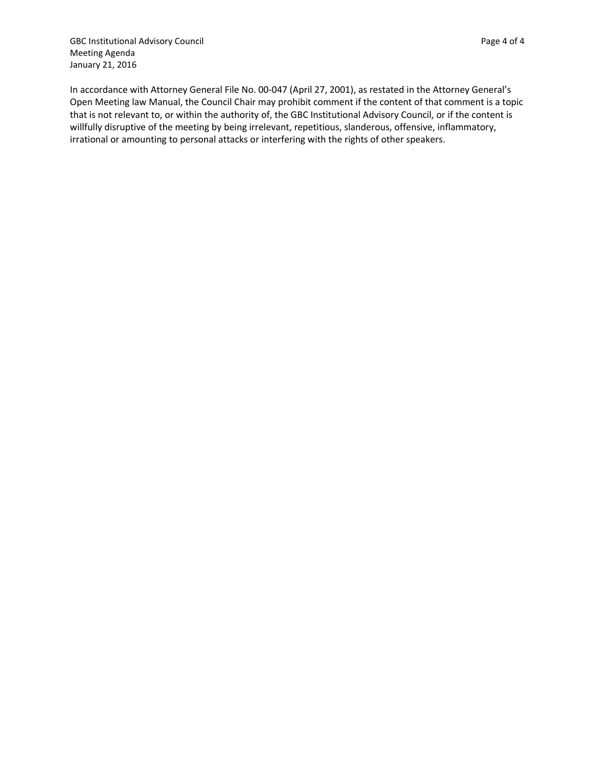In accordance with Attorney General File No. 00-047 (April 27, 2001), as restated in the Attorney General's Open Meeting law Manual, the Council Chair may prohibit comment if the content of that comment is a topic that is not relevant to, or within the authority of, the GBC Institutional Advisory Council, or if the content is willfully disruptive of the meeting by being irrelevant, repetitious, slanderous, offensive, inflammatory, irrational or amounting to personal attacks or interfering with the rights of other speakers.